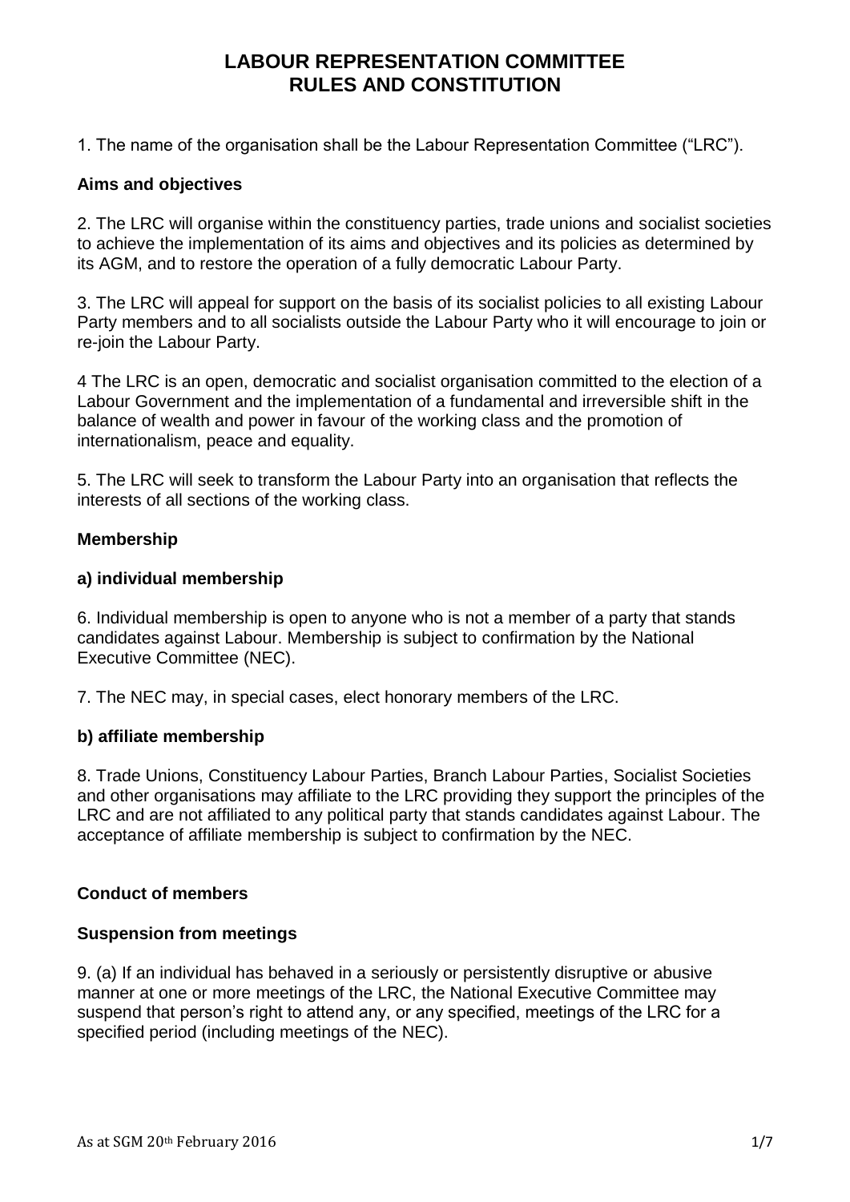# LABOUR REPRESENTATION COMMITTEE RULES AND CONSTITUTION

1. The name of the organisation shall be the Labour Representation Committee ("LRC").

### Aims and objectives

2. The LRC will organise within the constituency parties, trade unions and socialist societies to achieve the implementation of its aims and objectives and its policies as determined by its AGM, and to restore the operation of a fully democratic Labour Party.

3. The LRC will appeal for support on the basis of its socialist policies to all existing Labour Party members and to all socialists outside the Labour Party who it will encourage to join or re-join the Labour Party.

4 The LRC is an open, democratic and socialist organisation committed to the election of a Labour Government and the implementation of a fundamental and irreversible shift in the balance of wealth and power in favour of the working class and the promotion of internationalism, peace and equality.

5. The LRC will seek to transform the Labour Party into an organisation that reflects the interests of all sections of the working class.

### Membership

#### a) individual membership

6. Individual membership is open to anyone who is not a member of a party that stands candidates against Labour. Membership is subject to confirmation by the National Executive Committee (NEC).

7. The NEC may, in special cases, elect honorary members of the LRC.

#### b) affiliate membership

8. Trade Unions, Constituency Labour Parties, Branch Labour Parties, Socialist Societies and other organisations may affiliate to the LRC providing they support the principles of the LRC and are not affiliated to any political party that stands candidates against Labour. The acceptance of affiliate membership is subject to confirmation by the NEC.

### Conduct of members

#### Suspension from meetings

9. (a) If an individual has behaved in a seriously or persistently disruptive or abusive manner at one or more meetings of the LRC, the National Executive Committee may suspend that person's right to attend any, or any specified, meetings of the LRC for a specified period (including meetings of the NEC).

As at SGM 20th February 2016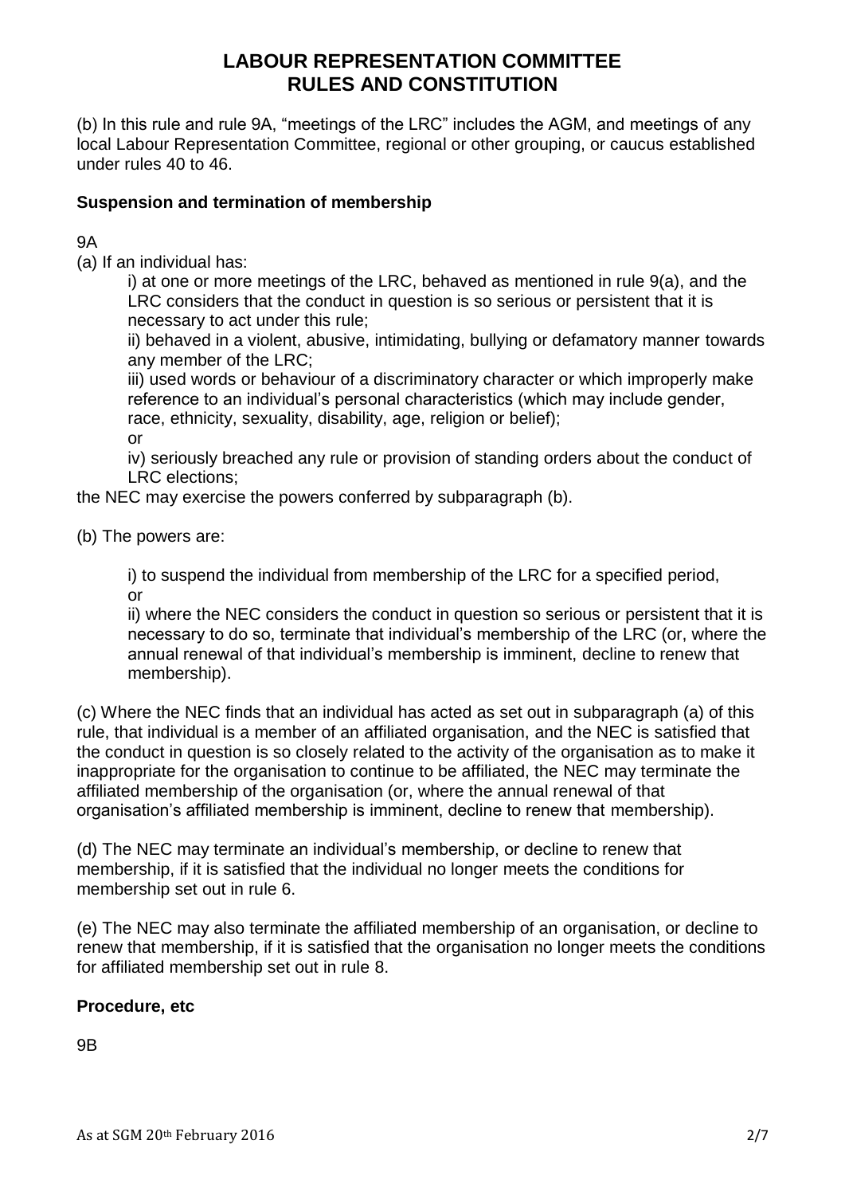(b) In this rule and rule 9A, "meetings of the LRC" includes the AGM, and meetings of any local Labour Representation Committee, regional or other grouping, or caucus established under rules 40 to 46.

**Suspension and termination of membership**

9A

(a) If an individual has:

i) at one or more meetings of the LRC, behaved as mentioned in rule 9(a), and the LRC considers that the conduct in question is so serious or persistent that it is necessary to act under this rule;

ii) behaved in a violent, abusive, intimidating, bullying or defamatory manner towards any member of the LRC;

iii) used words or behaviour of a discriminatory character or which improperly make reference to an individual's personal characteristics (which may include gender, race, ethnicity, sexuality, disability, age, religion or belief);

or

iv) seriously breached any rule or provision of standing orders about the conduct of LRC elections;

the NEC may exercise the powers conferred by subparagraph (b).

(b) The powers are:

i) to suspend the individual from membership of the LRC for a specified period,

or

ii) where the NEC considers the conduct in question so serious or persistent that it is necessary to do so, terminate that individual's membership of the LRC (or, where the annual renewal of that individual's membership is imminent, decline to renew that membership).

(c) Where the NEC finds that an individual has acted as set out in subparagraph (a) of this rule, that individual is a member of an affiliated organisation, and the NEC is satisfied that the conduct in question is so closely related to the activity of the organisation as to make it inappropriate for the organisation to continue to be affiliated, the NEC may terminate the affiliated membership of the organisation (or, where the annual renewal of that organisation's affiliated membership is imminent, decline to renew that membership).

(d) The NEC may terminate an individual's membership, or decline to renew that membership, if it is satisfied that the individual no longer meets the conditions for membership set out in rule 6.

(e) The NEC may also terminate the affiliated membership of an organisation, or decline to renew that membership, if it is satisfied that the organisation no longer meets the conditions for affiliated membership set out in rule 8.

**Procedure, etc**

9B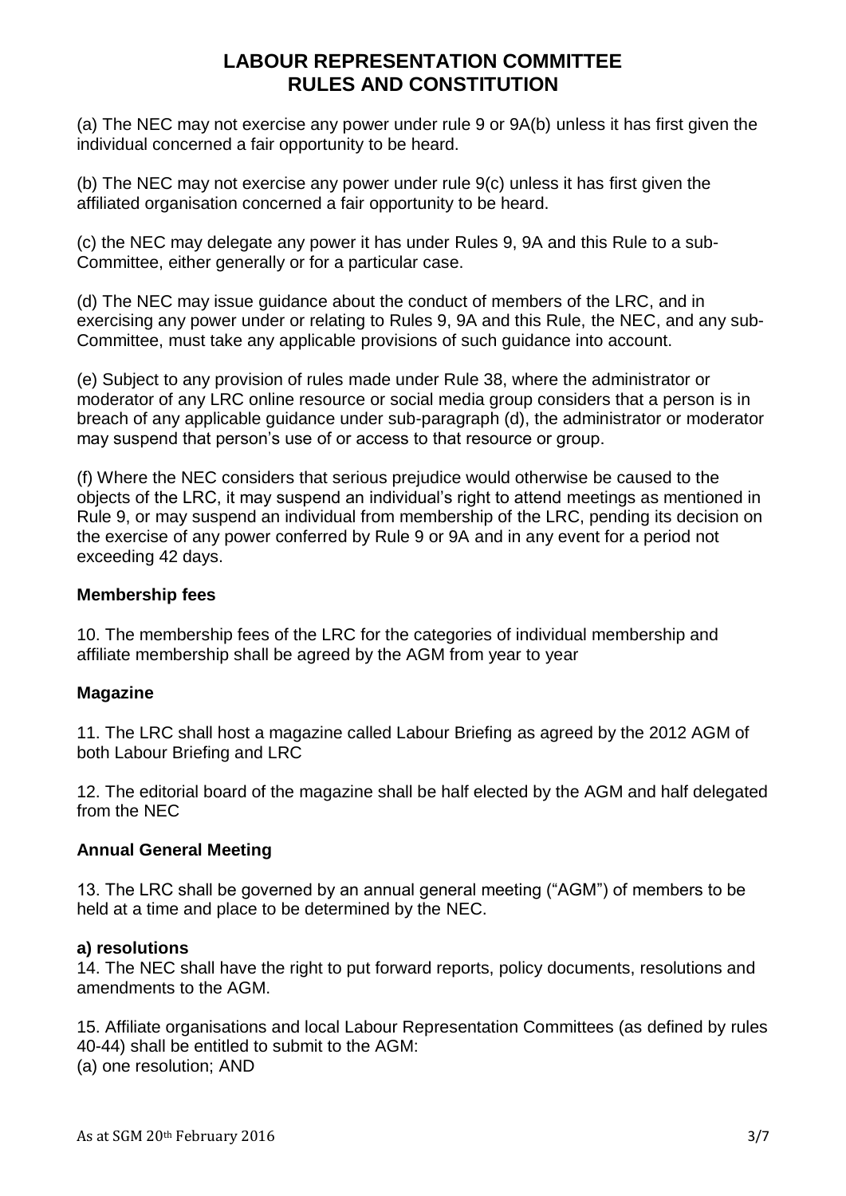(a) The NEC may not exercise any power under rule 9 or 9A(b) unless it has first given the individual concerned a fair opportunity to be heard.

(b) The NEC may not exercise any power under rule 9(c) unless it has first given the affiliated organisation concerned a fair opportunity to be heard.

(c) the NEC may delegate any power it has under Rules 9, 9A and this Rule to a sub-Committee, either generally or for a particular case.

(d) The NEC may issue guidance about the conduct of members of the LRC, and in exercising any power under or relating to Rules 9, 9A and this Rule, the NEC, and any sub-Committee, must take any applicable provisions of such guidance into account.

(e) Subject to any provision of rules made under Rule 38, where the administrator or moderator of any LRC online resource or social media group considers that a person is in breach of any applicable guidance under sub-paragraph (d), the administrator or moderator may suspend that person's use of or access to that resource or group.

(f) Where the NEC considers that serious prejudice would otherwise be caused to the objects of the LRC, it may suspend an individual's right to attend meetings as mentioned in Rule 9, or may suspend an individual from membership of the LRC, pending its decision on the exercise of any power conferred by Rule 9 or 9A and in any event for a period not exceeding 42 days.

### Membership fees

10. The membership fees of the LRC for the categories of individual membership and affiliate membership shall be agreed by the AGM from year to year

### Magazine

11. The LRC shall host a magazine called Labour Briefing as agreed by the 2012 AGM of both Labour Briefing and LRC

12. The editorial board of the magazine shall be half elected by the AGM and half delegated from the NEC

### Annual General Meeting

13. The LRC shall be governed by an annual general meeting ("AGM") of members to be held at a time and place to be determined by the NEC.

#### a) resolutions

14. The NEC shall have the right to put forward reports, policy documents, resolutions and amendments to the AGM.

15. Affiliate organisations and local Labour Representation Committees (as defined by rules 40-44) shall be entitled to submit to the AGM:
(a) one resolution; AND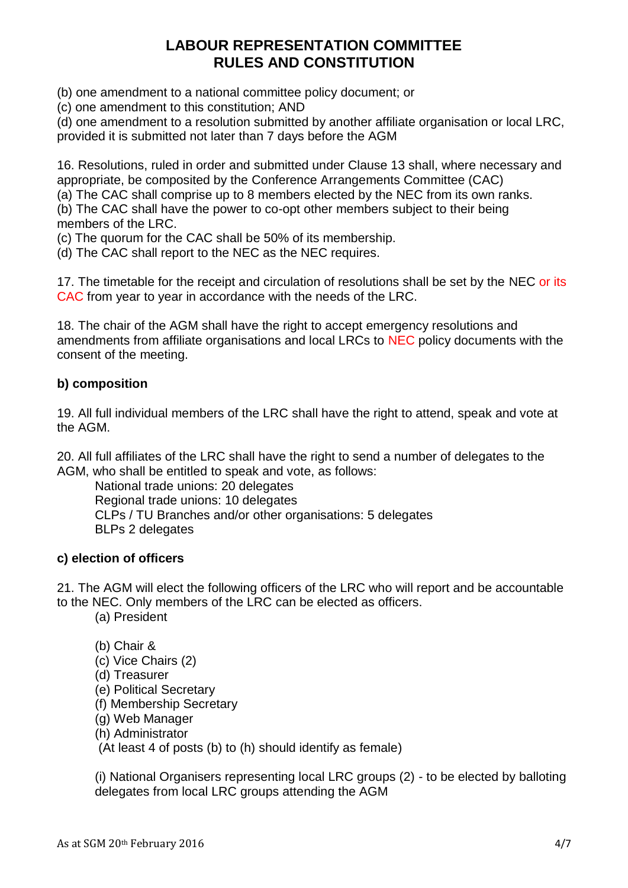(b) one amendment to a national committee policy document; or
(c) one amendment to this constitution; AND
(d) one amendment to a resolution submitted by another affiliate organisation or local LRC, provided it is submitted not later than 7 days before the AGM

16. Resolutions, ruled in order and submitted under Clause 13 shall, where necessary and appropriate, be composited by the Conference Arrangements Committee (CAC)
(a) The CAC shall comprise up to 8 members elected by the NEC from its own ranks.
(b) The CAC shall have the power to co-opt other members subject to their being members of the LRC.
(c) The quorum for the CAC shall be 50% of its membership.
(d) The CAC shall report to the NEC as the NEC requires.

17. The timetable for the receipt and circulation of resolutions shall be set by the NEC or its CAC from year to year in accordance with the needs of the LRC.

18. The chair of the AGM shall have the right to accept emergency resolutions and amendments from affiliate organisations and local LRCs to NEC policy documents with the consent of the meeting.

### b) composition

19. All full individual members of the LRC shall have the right to attend, speak and vote at the AGM.

20. All full affiliates of the LRC shall have the right to send a number of delegates to the AGM, who shall be entitled to speak and vote, as follows:

National trade unions: 20 delegates
Regional trade unions: 10 delegates
CLPs / TU Branches and/or other organisations: 5 delegates
BLPs 2 delegates

### c) election of officers

21. The AGM will elect the following officers of the LRC who will report and be accountable to the NEC. Only members of the LRC can be elected as officers.

(a) President

(b) Chair &
(c) Vice Chairs (2)
(d) Treasurer
(e) Political Secretary
(f) Membership Secretary
(g) Web Manager
(h) Administrator
(At least 4 of posts (b) to (h) should identify as female)

(i) National Organisers representing local LRC groups (2) - to be elected by balloting delegates from local LRC groups attending the AGM

As at SGM 20th February 2016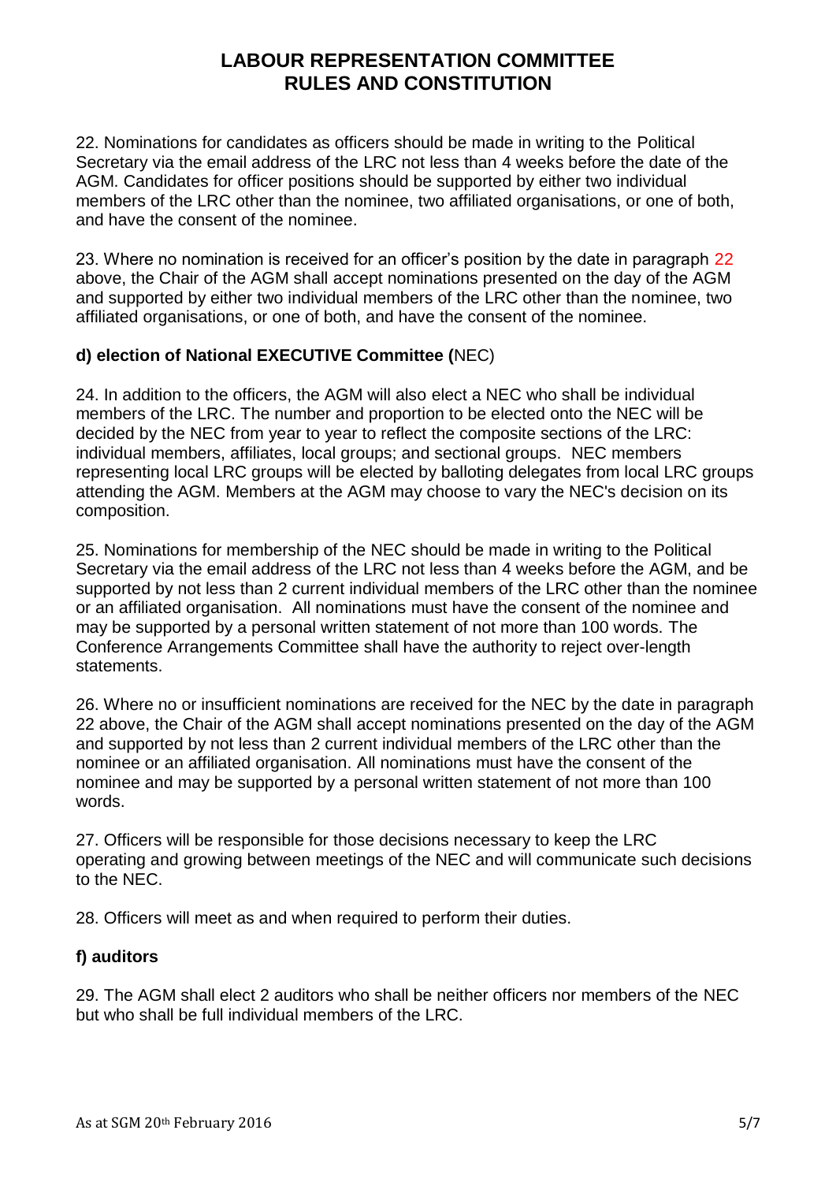22. Nominations for candidates as officers should be made in writing to the Political Secretary via the email address of the LRC not less than 4 weeks before the date of the AGM. Candidates for officer positions should be supported by either two individual members of the LRC other than the nominee, two affiliated organisations, or one of both, and have the consent of the nominee.

23. Where no nomination is received for an officer's position by the date in paragraph 22 above, the Chair of the AGM shall accept nominations presented on the day of the AGM and supported by either two individual members of the LRC other than the nominee, two affiliated organisations, or one of both, and have the consent of the nominee.

### d) election of National EXECUTIVE Committee (NEC)

24. In addition to the officers, the AGM will also elect a NEC who shall be individual members of the LRC. The number and proportion to be elected onto the NEC will be decided by the NEC from year to year to reflect the composite sections of the LRC: individual members, affiliates, local groups; and sectional groups. NEC members representing local LRC groups will be elected by balloting delegates from local LRC groups attending the AGM. Members at the AGM may choose to vary the NEC's decision on its composition.

25. Nominations for membership of the NEC should be made in writing to the Political Secretary via the email address of the LRC not less than 4 weeks before the AGM, and be supported by not less than 2 current individual members of the LRC other than the nominee or an affiliated organisation. All nominations must have the consent of the nominee and may be supported by a personal written statement of not more than 100 words. The Conference Arrangements Committee shall have the authority to reject over-length statements.

26. Where no or insufficient nominations are received for the NEC by the date in paragraph 22 above, the Chair of the AGM shall accept nominations presented on the day of the AGM and supported by not less than 2 current individual members of the LRC other than the nominee or an affiliated organisation. All nominations must have the consent of the nominee and may be supported by a personal written statement of not more than 100 words.

27. Officers will be responsible for those decisions necessary to keep the LRC operating and growing between meetings of the NEC and will communicate such decisions to the NEC.

28. Officers will meet as and when required to perform their duties.

### f) auditors

29. The AGM shall elect 2 auditors who shall be neither officers nor members of the NEC but who shall be full individual members of the LRC.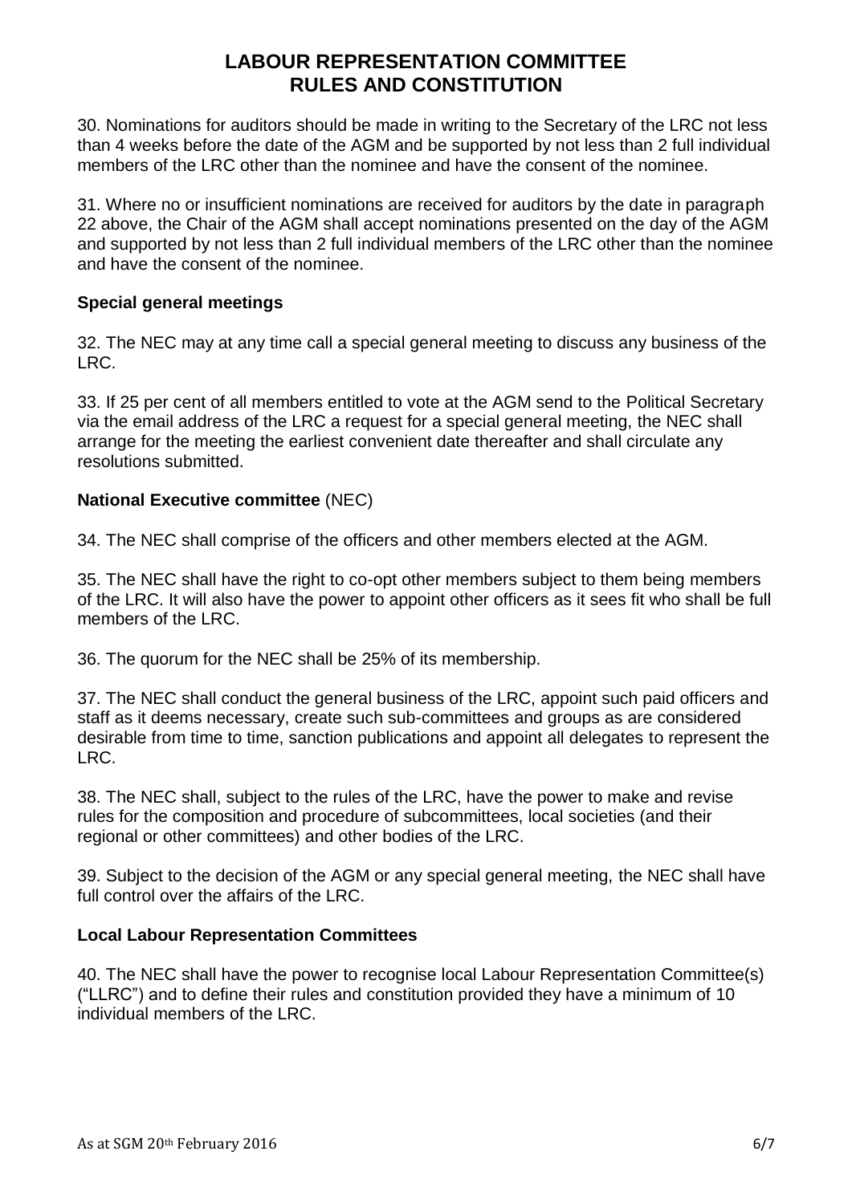30. Nominations for auditors should be made in writing to the Secretary of the LRC not less than 4 weeks before the date of the AGM and be supported by not less than 2 full individual members of the LRC other than the nominee and have the consent of the nominee.

31. Where no or insufficient nominations are received for auditors by the date in paragraph 22 above, the Chair of the AGM shall accept nominations presented on the day of the AGM and supported by not less than 2 full individual members of the LRC other than the nominee and have the consent of the nominee.

### Special general meetings

32. The NEC may at any time call a special general meeting to discuss any business of the LRC.

33. If 25 per cent of all members entitled to vote at the AGM send to the Political Secretary via the email address of the LRC a request for a special general meeting, the NEC shall arrange for the meeting the earliest convenient date thereafter and shall circulate any resolutions submitted.

### **National Executive committee** (NEC)

34. The NEC shall comprise of the officers and other members elected at the AGM.

35. The NEC shall have the right to co-opt other members subject to them being members of the LRC. It will also have the power to appoint other officers as it sees fit who shall be full members of the LRC.

36. The quorum for the NEC shall be 25% of its membership.

37. The NEC shall conduct the general business of the LRC, appoint such paid officers and staff as it deems necessary, create such sub-committees and groups as are considered desirable from time to time, sanction publications and appoint all delegates to represent the LRC.

38. The NEC shall, subject to the rules of the LRC, have the power to make and revise rules for the composition and procedure of subcommittees, local societies (and their regional or other committees) and other bodies of the LRC.

39. Subject to the decision of the AGM or any special general meeting, the NEC shall have full control over the affairs of the LRC.

### Local Labour Representation Committees

40. The NEC shall have the power to recognise local Labour Representation Committee(s) ("LLRC") and to define their rules and constitution provided they have a minimum of 10 individual members of the LRC.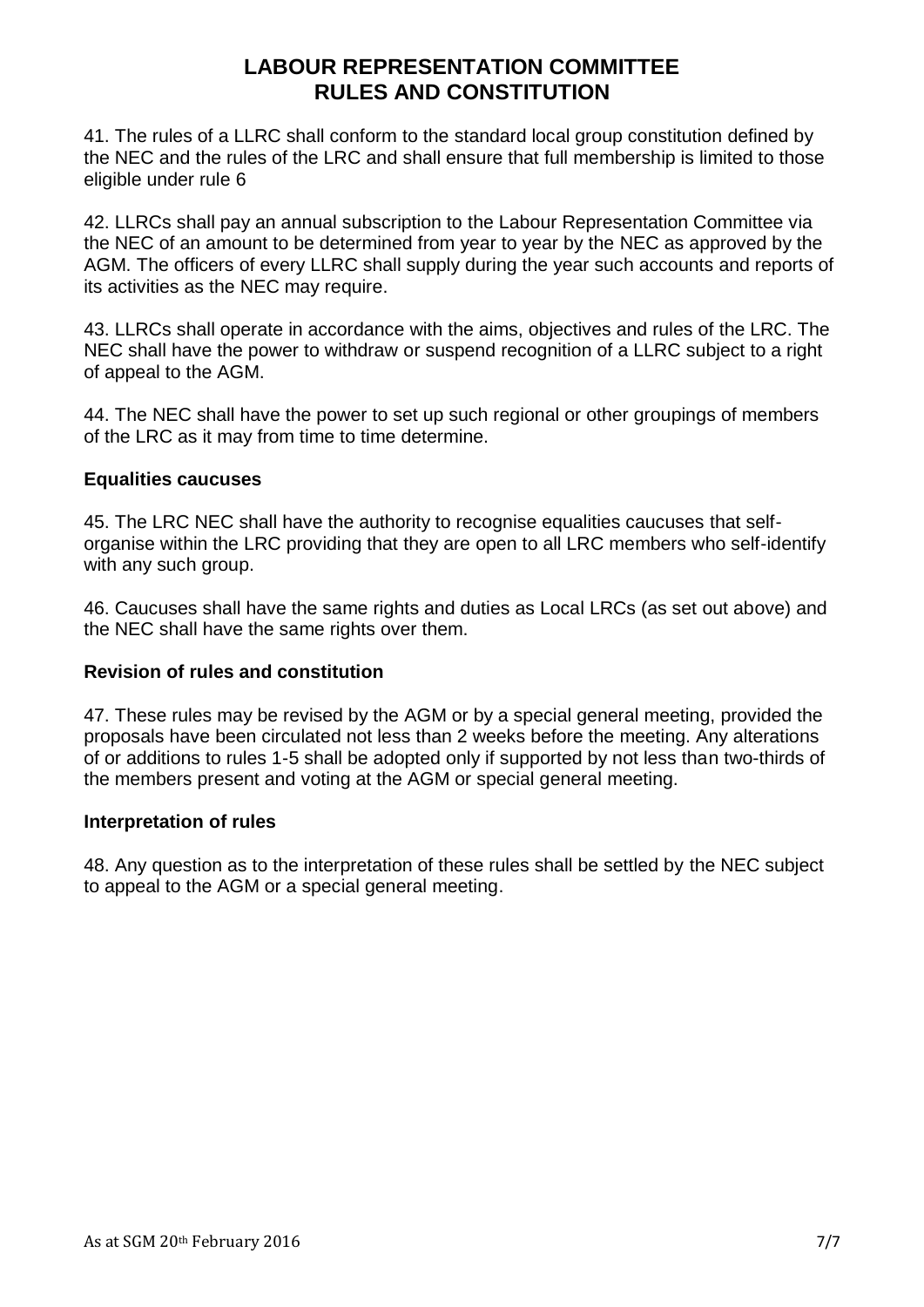# LABOUR REPRESENTATION COMMITTEE RULES AND CONSTITUTION

41. The rules of a LLRC shall conform to the standard local group constitution defined by the NEC and the rules of the LRC and shall ensure that full membership is limited to those eligible under rule 6

42. LLRCs shall pay an annual subscription to the Labour Representation Committee via the NEC of an amount to be determined from year to year by the NEC as approved by the AGM. The officers of every LLRC shall supply during the year such accounts and reports of its activities as the NEC may require.

43. LLRCs shall operate in accordance with the aims, objectives and rules of the LRC. The NEC shall have the power to withdraw or suspend recognition of a LLRC subject to a right of appeal to the AGM.

44. The NEC shall have the power to set up such regional or other groupings of members of the LRC as it may from time to time determine.

**Equalities caucuses**

45. The LRC NEC shall have the authority to recognise equalities caucuses that self-organise within the LRC providing that they are open to all LRC members who self-identify with any such group.

46. Caucuses shall have the same rights and duties as Local LRCs (as set out above) and the NEC shall have the same rights over them.

**Revision of rules and constitution**

47. These rules may be revised by the AGM or by a special general meeting, provided the proposals have been circulated not less than 2 weeks before the meeting. Any alterations of or additions to rules 1-5 shall be adopted only if supported by not less than two-thirds of the members present and voting at the AGM or special general meeting.

**Interpretation of rules**

48. Any question as to the interpretation of these rules shall be settled by the NEC subject to appeal to the AGM or a special general meeting.

As at SGM 20th February 2016